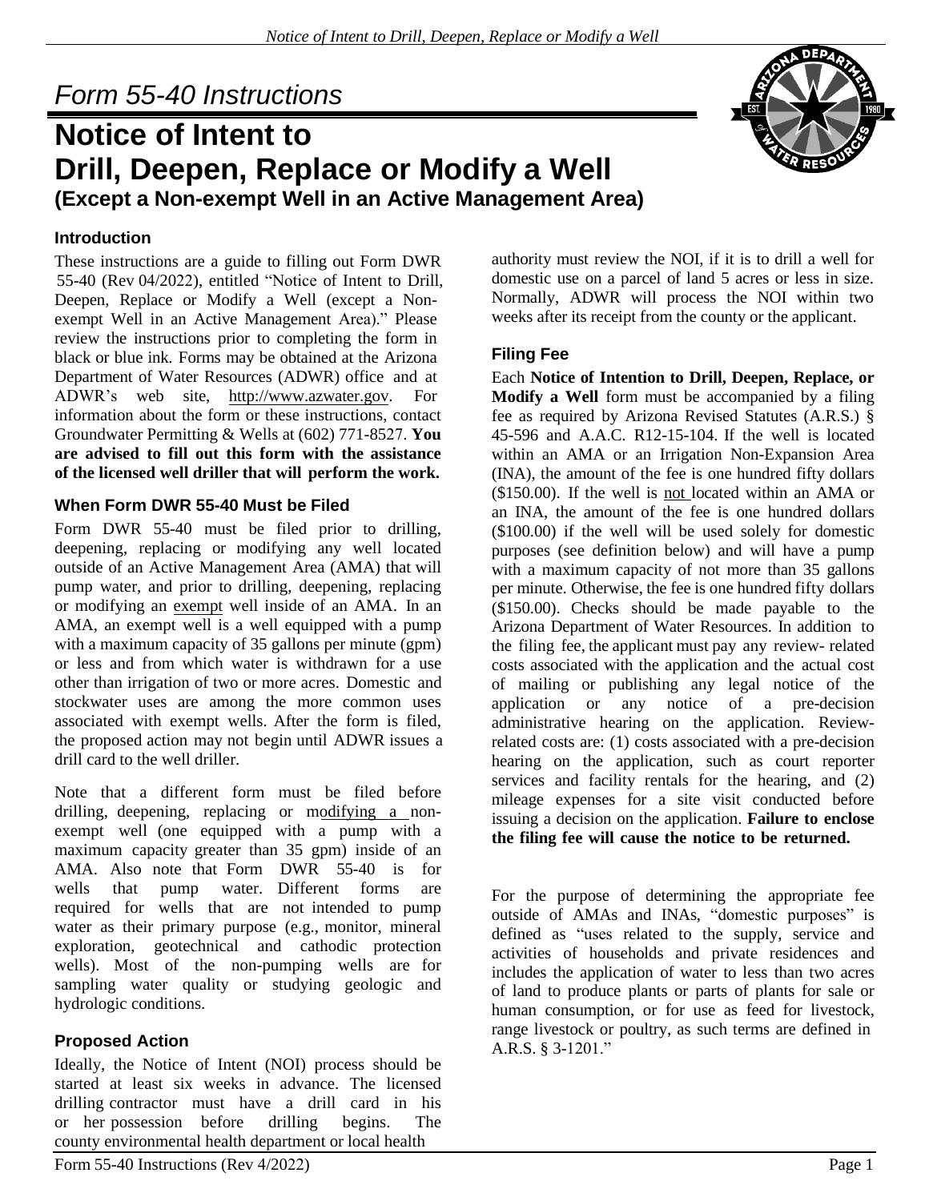# Form 55-40 Instructions

# Notice of Intent to Drill, Deepen, Replace or Modify a Well

### (Except a Non-exempt Well in an Active Management Area)

## Introduction

These instructions are a guide to filling out Form DWR 55-40 (Rev 04/2022), entitled "Notice of Intent to Drill, Deepen, Replace or Modify a Well (except a Non-exempt Well in an Active Management Area)." Please review the instructions prior to completing the form in black or blue ink. Forms may be obtained at the Arizona Department of Water Resources (ADWR) office and at ADWR's web site, http://www.azwater.gov. For information about the form or these instructions, contact Groundwater Permitting & Wells at (602) 771-8527. **You are advised to fill out this form with the assistance of the licensed well driller that will perform the work.**

## When Form DWR 55-40 Must be Filed

Form DWR 55-40 must be filed prior to drilling, deepening, replacing or modifying any well located outside of an Active Management Area (AMA) that will pump water, and prior to drilling, deepening, replacing or modifying an exempt well inside of an AMA. In an AMA, an exempt well is a well equipped with a pump with a maximum capacity of 35 gallons per minute (gpm) or less and from which water is withdrawn for a use other than irrigation of two or more acres. Domestic and stockwater uses are among the more common uses associated with exempt wells. After the form is filed, the proposed action may not begin until ADWR issues a drill card to the well driller.

Note that a different form must be filed before drilling, deepening, replacing or modifying a non-exempt well (one equipped with a pump with a maximum capacity greater than 35 gpm) inside of an AMA. Also note that Form DWR 55-40 is for wells that pump water. Different forms are required for wells that are not intended to pump water as their primary purpose (e.g., monitor, mineral exploration, geotechnical and cathodic protection wells). Most of the non-pumping wells are for sampling water quality or studying geologic and hydrologic conditions.

## Proposed Action

Ideally, the Notice of Intent (NOI) process should be started at least six weeks in advance. The licensed drilling contractor must have a drill card in his or her possession before drilling begins. The county environmental health department or local health authority must review the NOI, if it is to drill a well for domestic use on a parcel of land 5 acres or less in size. Normally, ADWR will process the NOI within two weeks after its receipt from the county or the applicant.

## Filing Fee

Each **Notice of Intention to Drill, Deepen, Replace, or Modify a Well** form must be accompanied by a filing fee as required by Arizona Revised Statutes (A.R.S.) § 45-596 and A.A.C. R12-15-104. If the well is located within an AMA or an Irrigation Non-Expansion Area (INA), the amount of the fee is one hundred fifty dollars ($150.00). If the well is not located within an AMA or an INA, the amount of the fee is one hundred dollars ($100.00) if the well will be used solely for domestic purposes (see definition below) and will have a pump with a maximum capacity of not more than 35 gallons per minute. Otherwise, the fee is one hundred fifty dollars ($150.00). Checks should be made payable to the Arizona Department of Water Resources. In addition to the filing fee, the applicant must pay any review- related costs associated with the application and the actual cost of mailing or publishing any legal notice of the application or any notice of a pre-decision administrative hearing on the application. Review-related costs are: (1) costs associated with a pre-decision hearing on the application, such as court reporter services and facility rentals for the hearing, and (2) mileage expenses for a site visit conducted before issuing a decision on the application. **Failure to enclose the filing fee will cause the notice to be returned.**

For the purpose of determining the appropriate fee outside of AMAs and INAs, "domestic purposes" is defined as "uses related to the supply, service and activities of households and private residences and includes the application of water to less than two acres of land to produce plants or parts of plants for sale or human consumption, or for use as feed for livestock, range livestock or poultry, as such terms are defined in A.R.S. § 3-1201."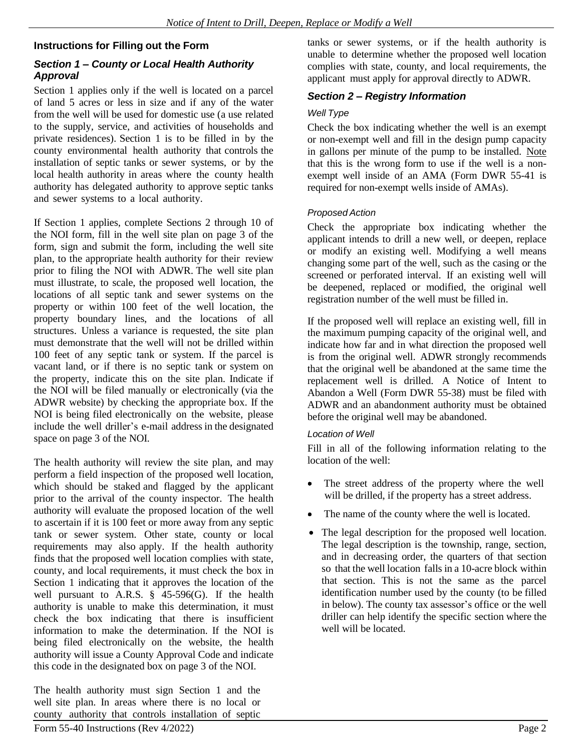## Instructions for Filling out the Form

### *Section 1 – County or Local Health Authority Approval*

Section 1 applies only if the well is located on a parcel of land 5 acres or less in size and if any of the water from the well will be used for domestic use (a use related to the supply, service, and activities of households and private residences). Section 1 is to be filled in by the county environmental health authority that controls the installation of septic tanks or sewer systems, or by the local health authority in areas where the county health authority has delegated authority to approve septic tanks and sewer systems to a local authority.

If Section 1 applies, complete Sections 2 through 10 of the NOI form, fill in the well site plan on page 3 of the form, sign and submit the form, including the well site plan, to the appropriate health authority for their review prior to filing the NOI with ADWR. The well site plan must illustrate, to scale, the proposed well location, the locations of all septic tank and sewer systems on the property or within 100 feet of the well location, the property boundary lines, and the locations of all structures. Unless a variance is requested, the site plan must demonstrate that the well will not be drilled within 100 feet of any septic tank or system. If the parcel is vacant land, or if there is no septic tank or system on the property, indicate this on the site plan. Indicate if the NOI will be filed manually or electronically (via the ADWR website) by checking the appropriate box. If the NOI is being filed electronically on the website, please include the well driller's e-mail address in the designated space on page 3 of the NOI.

The health authority will review the site plan, and may perform a field inspection of the proposed well location, which should be staked and flagged by the applicant prior to the arrival of the county inspector. The health authority will evaluate the proposed location of the well to ascertain if it is 100 feet or more away from any septic tank or sewer system. Other state, county or local requirements may also apply. If the health authority finds that the proposed well location complies with state, county, and local requirements, it must check the box in Section 1 indicating that it approves the location of the well pursuant to A.R.S. § 45-596(G). If the health authority is unable to make this determination, it must check the box indicating that there is insufficient information to make the determination. If the NOI is being filed electronically on the website, the health authority will issue a County Approval Code and indicate this code in the designated box on page 3 of the NOI.

The health authority must sign Section 1 and the well site plan. In areas where there is no local or county authority that controls installation of septic tanks or sewer systems, or if the health authority is unable to determine whether the proposed well location complies with state, county, and local requirements, the applicant must apply for approval directly to ADWR.

### *Section 2 – Registry Information*

#### *Well Type*

Check the box indicating whether the well is an exempt or non-exempt well and fill in the design pump capacity in gallons per minute of the pump to be installed. Note that this is the wrong form to use if the well is a non-exempt well inside of an AMA (Form DWR 55-41 is required for non-exempt wells inside of AMAs).

#### *Proposed Action*

Check the appropriate box indicating whether the applicant intends to drill a new well, or deepen, replace or modify an existing well. Modifying a well means changing some part of the well, such as the casing or the screened or perforated interval. If an existing well will be deepened, replaced or modified, the original well registration number of the well must be filled in.

If the proposed well will replace an existing well, fill in the maximum pumping capacity of the original well, and indicate how far and in what direction the proposed well is from the original well. ADWR strongly recommends that the original well be abandoned at the same time the replacement well is drilled. A Notice of Intent to Abandon a Well (Form DWR 55-38) must be filed with ADWR and an abandonment authority must be obtained before the original well may be abandoned.

#### *Location of Well*

Fill in all of the following information relating to the location of the well:

- The street address of the property where the well will be drilled, if the property has a street address.
- The name of the county where the well is located.
- The legal description for the proposed well location. The legal description is the township, range, section, and in decreasing order, the quarters of that section so that the well location falls in a 10-acre block within that section. This is not the same as the parcel identification number used by the county (to be filled in below). The county tax assessor's office or the well driller can help identify the specific section where the well will be located.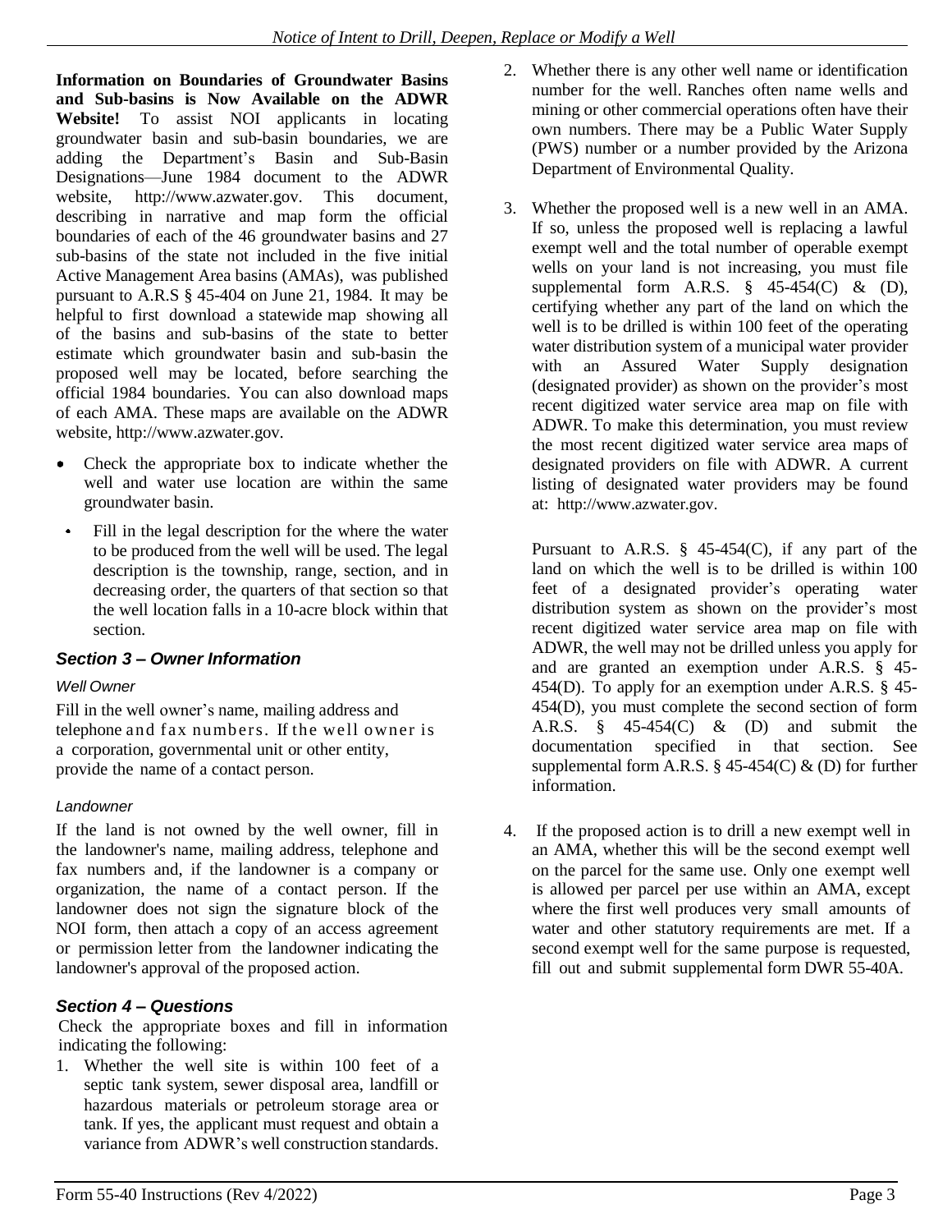**Information on Boundaries of Groundwater Basins and Sub-basins is Now Available on the ADWR Website!** To assist NOI applicants in locating groundwater basin and sub-basin boundaries, we are adding the Department's Basin and Sub-Basin Designations—June 1984 document to the ADWR website, http://www.azwater.gov. This document, describing in narrative and map form the official boundaries of each of the 46 groundwater basins and 27 sub-basins of the state not included in the five initial Active Management Area basins (AMAs), was published pursuant to A.R.S § 45-404 on June 21, 1984. It may be helpful to first download a statewide map showing all of the basins and sub-basins of the state to better estimate which groundwater basin and sub-basin the proposed well may be located, before searching the official 1984 boundaries. You can also download maps of each AMA. These maps are available on the ADWR website, http://www.azwater.gov.

- Check the appropriate box to indicate whether the well and water use location are within the same groundwater basin.
- Fill in the legal description for the where the water to be produced from the well will be used. The legal description is the township, range, section, and in decreasing order, the quarters of that section so that the well location falls in a 10-acre block within that section.

## *Section 3 – Owner Information*

*Well Owner*

Fill in the well owner's name, mailing address and telephone and fax numbers. If the well owner is a corporation, governmental unit or other entity, provide the name of a contact person.

*Landowner*

If the land is not owned by the well owner, fill in the landowner's name, mailing address, telephone and fax numbers and, if the landowner is a company or organization, the name of a contact person. If the landowner does not sign the signature block of the NOI form, then attach a copy of an access agreement or permission letter from the landowner indicating the landowner's approval of the proposed action.

## *Section 4 – Questions*

Check the appropriate boxes and fill in information indicating the following:

1. Whether the well site is within 100 feet of a septic tank system, sewer disposal area, landfill or hazardous materials or petroleum storage area or tank. If yes, the applicant must request and obtain a variance from ADWR's well construction standards.
2. Whether there is any other well name or identification number for the well. Ranches often name wells and mining or other commercial operations often have their own numbers. There may be a Public Water Supply (PWS) number or a number provided by the Arizona Department of Environmental Quality.
3. Whether the proposed well is a new well in an AMA. If so, unless the proposed well is replacing a lawful exempt well and the total number of operable exempt wells on your land is not increasing, you must file supplemental form A.R.S. § 45-454(C) & (D), certifying whether any part of the land on which the well is to be drilled is within 100 feet of the operating water distribution system of a municipal water provider with an Assured Water Supply designation (designated provider) as shown on the provider's most recent digitized water service area map on file with ADWR. To make this determination, you must review the most recent digitized water service area maps of designated providers on file with ADWR. A current listing of designated water providers may be found at: http://www.azwater.gov.

   Pursuant to A.R.S. § 45-454(C), if any part of the land on which the well is to be drilled is within 100 feet of a designated provider's operating water distribution system as shown on the provider's most recent digitized water service area map on file with ADWR, the well may not be drilled unless you apply for and are granted an exemption under A.R.S. § 45-454(D). To apply for an exemption under A.R.S. § 45-454(D), you must complete the second section of form A.R.S. § 45-454(C) & (D) and submit the documentation specified in that section. See supplemental form A.R.S. § 45-454(C) & (D) for further information.

4. If the proposed action is to drill a new exempt well in an AMA, whether this will be the second exempt well on the parcel for the same use. Only one exempt well is allowed per parcel per use within an AMA, except where the first well produces very small amounts of water and other statutory requirements are met. If a second exempt well for the same purpose is requested, fill out and submit supplemental form DWR 55-40A.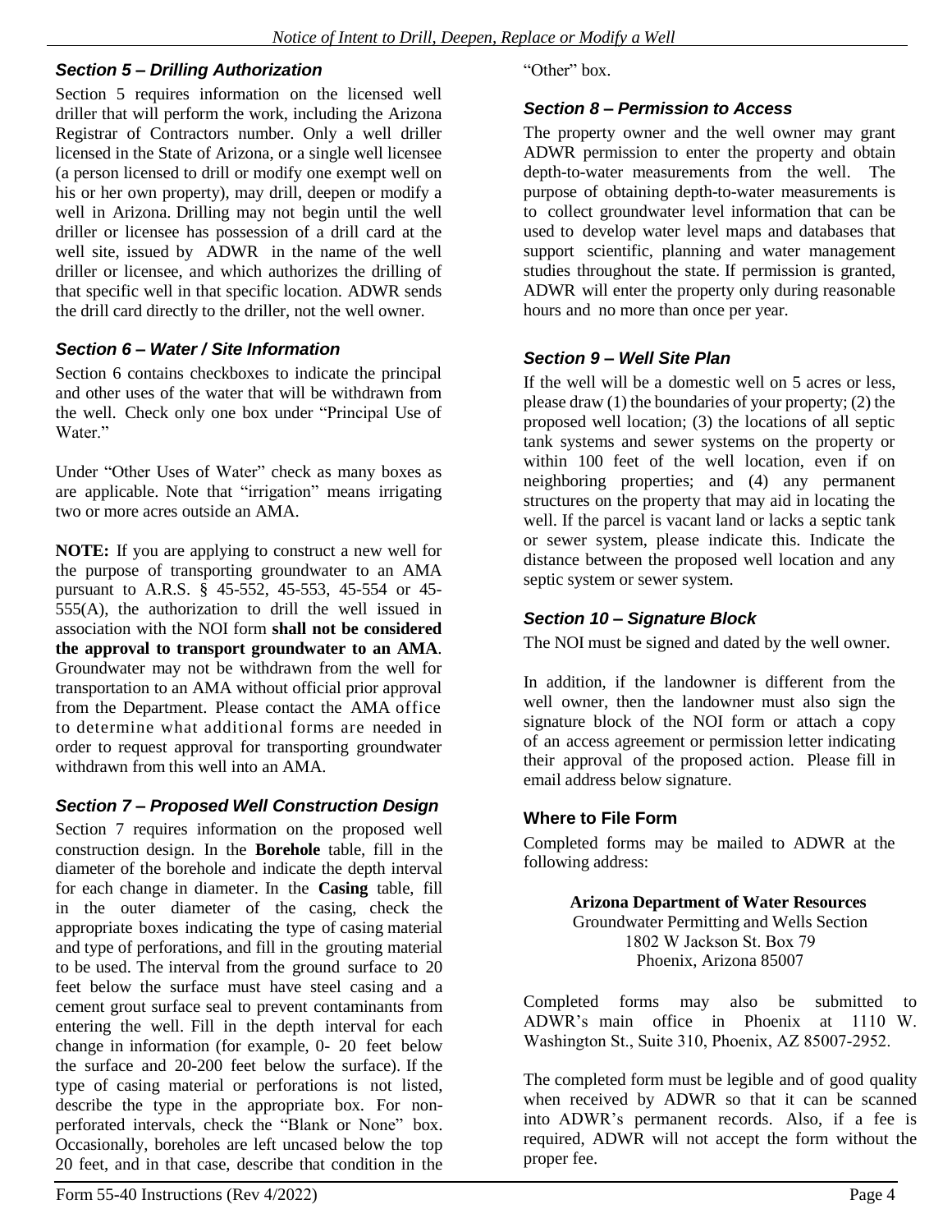### *Section 5 – Drilling Authorization*

Section 5 requires information on the licensed well driller that will perform the work, including the Arizona Registrar of Contractors number. Only a well driller licensed in the State of Arizona, or a single well licensee (a person licensed to drill or modify one exempt well on his or her own property), may drill, deepen or modify a well in Arizona. Drilling may not begin until the well driller or licensee has possession of a drill card at the well site, issued by ADWR in the name of the well driller or licensee, and which authorizes the drilling of that specific well in that specific location. ADWR sends the drill card directly to the driller, not the well owner.

### *Section 6 – Water / Site Information*

Section 6 contains checkboxes to indicate the principal and other uses of the water that will be withdrawn from the well. Check only one box under "Principal Use of Water."

Under "Other Uses of Water" check as many boxes as are applicable. Note that "irrigation" means irrigating two or more acres outside an AMA.

**NOTE:** If you are applying to construct a new well for the purpose of transporting groundwater to an AMA pursuant to A.R.S. § 45-552, 45-553, 45-554 or 45-555(A), the authorization to drill the well issued in association with the NOI form **shall not be considered the approval to transport groundwater to an AMA**. Groundwater may not be withdrawn from the well for transportation to an AMA without official prior approval from the Department. Please contact the AMA office to determine what additional forms are needed in order to request approval for transporting groundwater withdrawn from this well into an AMA.

### *Section 7 – Proposed Well Construction Design*

Section 7 requires information on the proposed well construction design. In the **Borehole** table, fill in the diameter of the borehole and indicate the depth interval for each change in diameter. In the **Casing** table, fill in the outer diameter of the casing, check the appropriate boxes indicating the type of casing material and type of perforations, and fill in the grouting material to be used. The interval from the ground surface to 20 feet below the surface must have steel casing and a cement grout surface seal to prevent contaminants from entering the well. Fill in the depth interval for each change in information (for example, 0- 20 feet below the surface and 20-200 feet below the surface). If the type of casing material or perforations is not listed, describe the type in the appropriate box. For non-perforated intervals, check the "Blank or None" box. Occasionally, boreholes are left uncased below the top 20 feet, and in that case, describe that condition in the "Other" box.

### *Section 8 – Permission to Access*

The property owner and the well owner may grant ADWR permission to enter the property and obtain depth-to-water measurements from the well. The purpose of obtaining depth-to-water measurements is to collect groundwater level information that can be used to develop water level maps and databases that support scientific, planning and water management studies throughout the state. If permission is granted, ADWR will enter the property only during reasonable hours and no more than once per year.

### *Section 9 – Well Site Plan*

If the well will be a domestic well on 5 acres or less, please draw (1) the boundaries of your property; (2) the proposed well location; (3) the locations of all septic tank systems and sewer systems on the property or within 100 feet of the well location, even if on neighboring properties; and (4) any permanent structures on the property that may aid in locating the well. If the parcel is vacant land or lacks a septic tank or sewer system, please indicate this. Indicate the distance between the proposed well location and any septic system or sewer system.

### *Section 10 – Signature Block*

The NOI must be signed and dated by the well owner.

In addition, if the landowner is different from the well owner, then the landowner must also sign the signature block of the NOI form or attach a copy of an access agreement or permission letter indicating their approval of the proposed action. Please fill in email address below signature.

### Where to File Form

Completed forms may be mailed to ADWR at the following address:

**Arizona Department of Water Resources**
Groundwater Permitting and Wells Section
1802 W Jackson St. Box 79
Phoenix, Arizona 85007

Completed forms may also be submitted to ADWR's main office in Phoenix at 1110 W. Washington St., Suite 310, Phoenix, AZ 85007-2952.

The completed form must be legible and of good quality when received by ADWR so that it can be scanned into ADWR's permanent records. Also, if a fee is required, ADWR will not accept the form without the proper fee.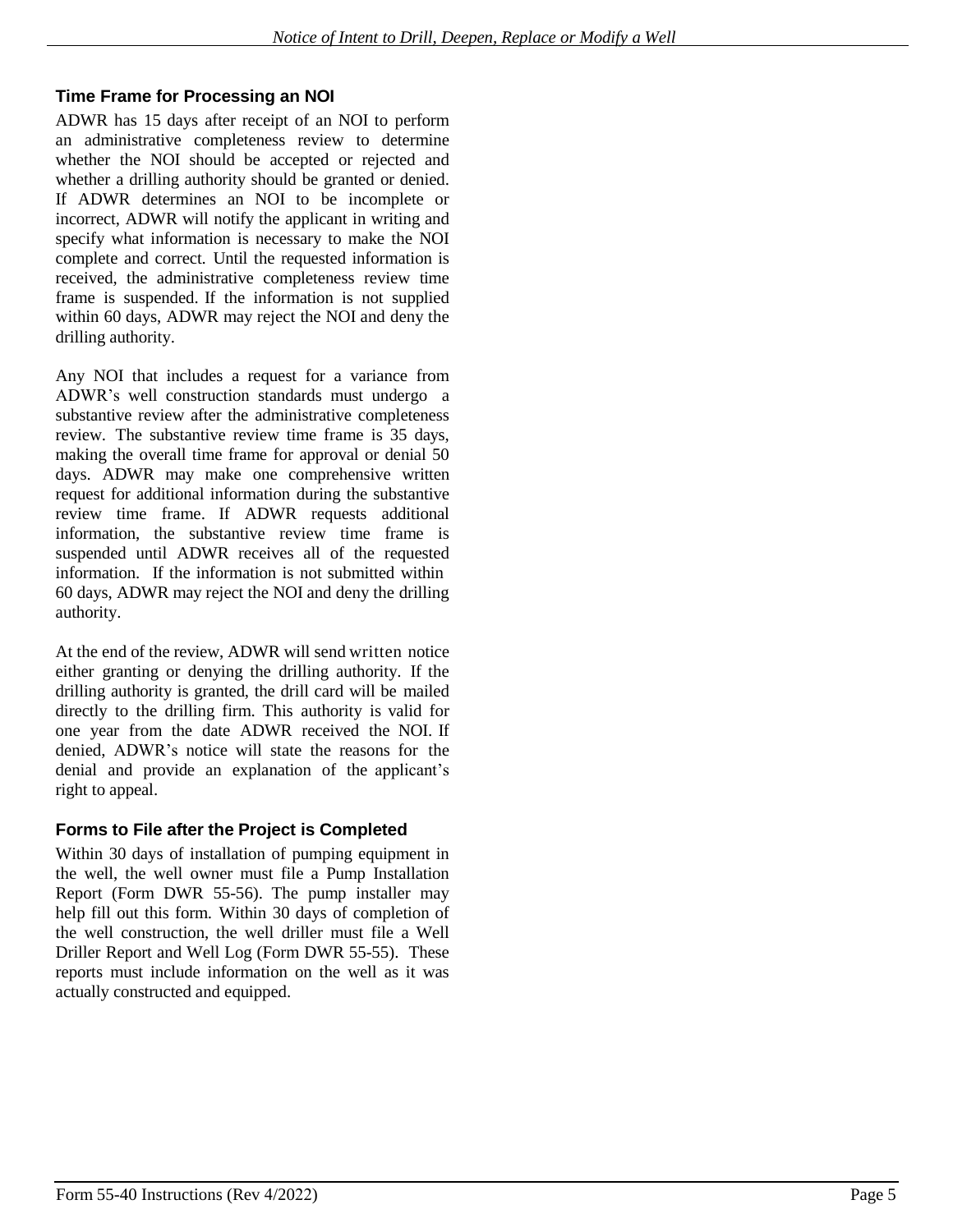## Time Frame for Processing an NOI

ADWR has 15 days after receipt of an NOI to perform an administrative completeness review to determine whether the NOI should be accepted or rejected and whether a drilling authority should be granted or denied. If ADWR determines an NOI to be incomplete or incorrect, ADWR will notify the applicant in writing and specify what information is necessary to make the NOI complete and correct. Until the requested information is received, the administrative completeness review time frame is suspended. If the information is not supplied within 60 days, ADWR may reject the NOI and deny the drilling authority.

Any NOI that includes a request for a variance from ADWR's well construction standards must undergo a substantive review after the administrative completeness review. The substantive review time frame is 35 days, making the overall time frame for approval or denial 50 days. ADWR may make one comprehensive written request for additional information during the substantive review time frame. If ADWR requests additional information, the substantive review time frame is suspended until ADWR receives all of the requested information. If the information is not submitted within 60 days, ADWR may reject the NOI and deny the drilling authority.

At the end of the review, ADWR will send written notice either granting or denying the drilling authority. If the drilling authority is granted, the drill card will be mailed directly to the drilling firm. This authority is valid for one year from the date ADWR received the NOI. If denied, ADWR's notice will state the reasons for the denial and provide an explanation of the applicant's right to appeal.

## Forms to File after the Project is Completed

Within 30 days of installation of pumping equipment in the well, the well owner must file a Pump Installation Report (Form DWR 55-56). The pump installer may help fill out this form. Within 30 days of completion of the well construction, the well driller must file a Well Driller Report and Well Log (Form DWR 55-55). These reports must include information on the well as it was actually constructed and equipped.